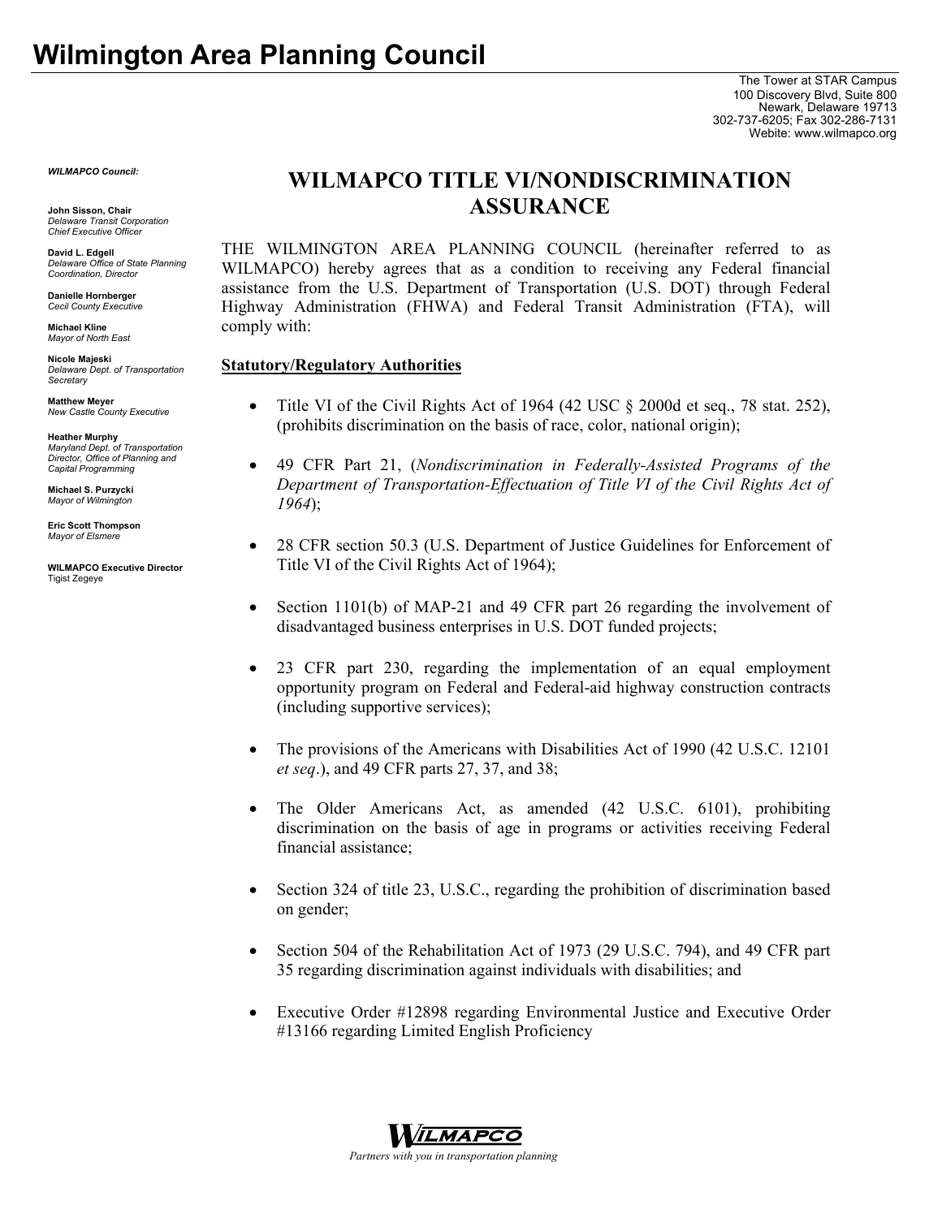# Wilmington Area Planning Council

The Tower at STAR Campus
100 Discovery Blvd, Suite 800
Newark, Delaware 19713
302-737-6205; Fax 302-286-7131
Webite: www.wilmapco.org

***WILMAPCO Council:***

**John Sisson, Chair**
*Delaware Transit Corporation Chief Executive Officer*

**David L. Edgell**
*Delaware Office of State Planning Coordination, Director*

**Danielle Hornberger**
*Cecil County Executive*

**Michael Kline**
*Mayor of North East*

**Nicole Majeski**
*Delaware Dept. of Transportation Secretary*

**Matthew Meyer**
*New Castle County Executive*

**Heather Murphy**
*Maryland Dept. of Transportation Director, Office of Planning and Capital Programming*

**Michael S. Purzycki**
*Mayor of Wilmington*

**Eric Scott Thompson**
*Mayor of Elsmere*

**WILMAPCO Executive Director**
Tigist Zegeye

## WILMAPCO TITLE VI/NONDISCRIMINATION ASSURANCE

THE WILMINGTON AREA PLANNING COUNCIL (hereinafter referred to as WILMAPCO) hereby agrees that as a condition to receiving any Federal financial assistance from the U.S. Department of Transportation (U.S. DOT) through Federal Highway Administration (FHWA) and Federal Transit Administration (FTA), will comply with:

**Statutory/Regulatory Authorities**

- Title VI of the Civil Rights Act of 1964 (42 USC § 2000d et seq., 78 stat. 252), (prohibits discrimination on the basis of race, color, national origin);
- 49 CFR Part 21, (*Nondiscrimination in Federally-Assisted Programs of the Department of Transportation-Effectuation of Title VI of the Civil Rights Act of 1964*);
- 28 CFR section 50.3 (U.S. Department of Justice Guidelines for Enforcement of Title VI of the Civil Rights Act of 1964);
- Section 1101(b) of MAP-21 and 49 CFR part 26 regarding the involvement of disadvantaged business enterprises in U.S. DOT funded projects;
- 23 CFR part 230, regarding the implementation of an equal employment opportunity program on Federal and Federal-aid highway construction contracts (including supportive services);
- The provisions of the Americans with Disabilities Act of 1990 (42 U.S.C. 12101 *et seq*.), and 49 CFR parts 27, 37, and 38;
- The Older Americans Act, as amended (42 U.S.C. 6101), prohibiting discrimination on the basis of age in programs or activities receiving Federal financial assistance;
- Section 324 of title 23, U.S.C., regarding the prohibition of discrimination based on gender;
- Section 504 of the Rehabilitation Act of 1973 (29 U.S.C. 794), and 49 CFR part 35 regarding discrimination against individuals with disabilities; and
- Executive Order #12898 regarding Environmental Justice and Executive Order #13166 regarding Limited English Proficiency

WILMAPCO
*Partners with you in transportation planning*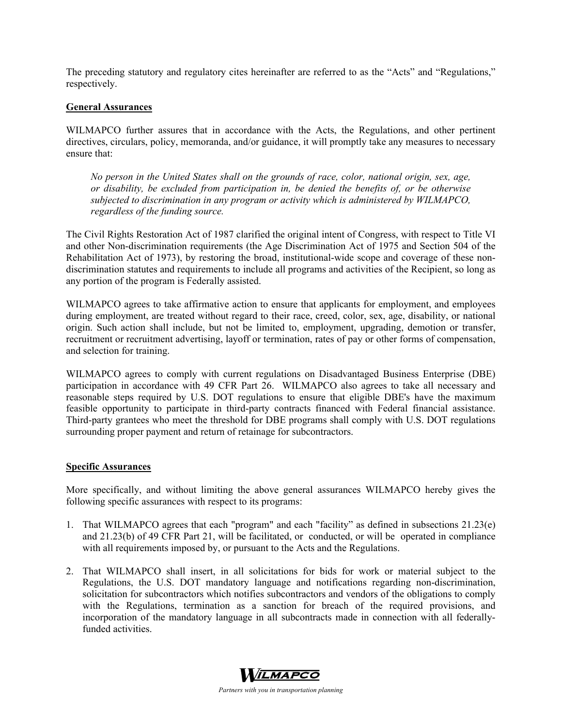The preceding statutory and regulatory cites hereinafter are referred to as the "Acts" and "Regulations," respectively.

**General Assurances**

WILMAPCO further assures that in accordance with the Acts, the Regulations, and other pertinent directives, circulars, policy, memoranda, and/or guidance, it will promptly take any measures to necessary ensure that:

> *No person in the United States shall on the grounds of race, color, national origin, sex, age, or disability, be excluded from participation in, be denied the benefits of, or be otherwise subjected to discrimination in any program or activity which is administered by WILMAPCO, regardless of the funding source.*

The Civil Rights Restoration Act of 1987 clarified the original intent of Congress, with respect to Title VI and other Non-discrimination requirements (the Age Discrimination Act of 1975 and Section 504 of the Rehabilitation Act of 1973), by restoring the broad, institutional-wide scope and coverage of these non-discrimination statutes and requirements to include all programs and activities of the Recipient, so long as any portion of the program is Federally assisted.

WILMAPCO agrees to take affirmative action to ensure that applicants for employment, and employees during employment, are treated without regard to their race, creed, color, sex, age, disability, or national origin. Such action shall include, but not be limited to, employment, upgrading, demotion or transfer, recruitment or recruitment advertising, layoff or termination, rates of pay or other forms of compensation, and selection for training.

WILMAPCO agrees to comply with current regulations on Disadvantaged Business Enterprise (DBE) participation in accordance with 49 CFR Part 26. WILMAPCO also agrees to take all necessary and reasonable steps required by U.S. DOT regulations to ensure that eligible DBE's have the maximum feasible opportunity to participate in third-party contracts financed with Federal financial assistance. Third-party grantees who meet the threshold for DBE programs shall comply with U.S. DOT regulations surrounding proper payment and return of retainage for subcontractors.

**Specific Assurances**

More specifically, and without limiting the above general assurances WILMAPCO hereby gives the following specific assurances with respect to its programs:

1. That WILMAPCO agrees that each "program" and each "facility" as defined in subsections 21.23(e) and 21.23(b) of 49 CFR Part 21, will be facilitated, or conducted, or will be operated in compliance with all requirements imposed by, or pursuant to the Acts and the Regulations.

2. That WILMAPCO shall insert, in all solicitations for bids for work or material subject to the Regulations, the U.S. DOT mandatory language and notifications regarding non-discrimination, solicitation for subcontractors which notifies subcontractors and vendors of the obligations to comply with the Regulations, termination as a sanction for breach of the required provisions, and incorporation of the mandatory language in all subcontracts made in connection with all federally-funded activities.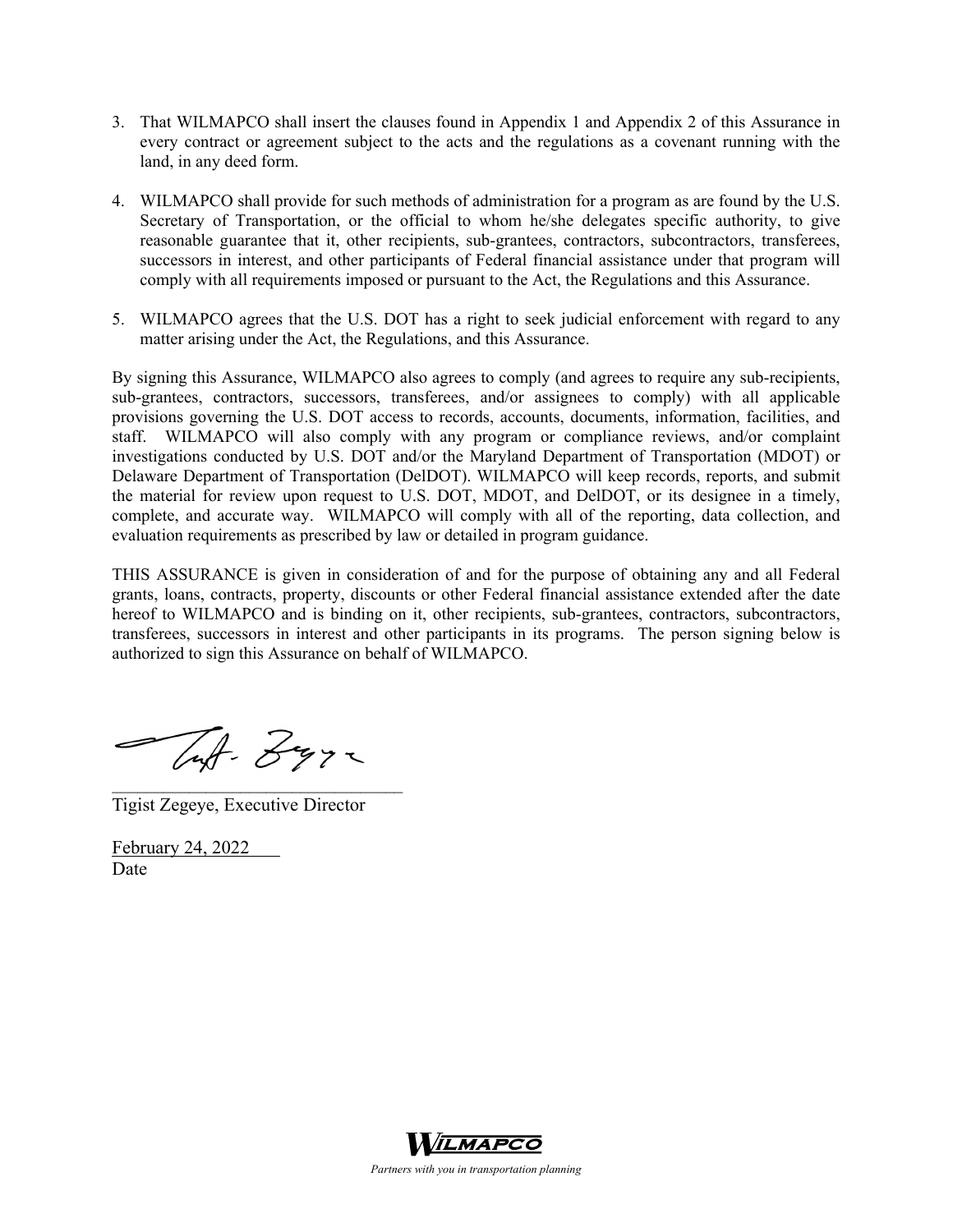3. That WILMAPCO shall insert the clauses found in Appendix 1 and Appendix 2 of this Assurance in every contract or agreement subject to the acts and the regulations as a covenant running with the land, in any deed form.

4. WILMAPCO shall provide for such methods of administration for a program as are found by the U.S. Secretary of Transportation, or the official to whom he/she delegates specific authority, to give reasonable guarantee that it, other recipients, sub-grantees, contractors, subcontractors, transferees, successors in interest, and other participants of Federal financial assistance under that program will comply with all requirements imposed or pursuant to the Act, the Regulations and this Assurance.

5. WILMAPCO agrees that the U.S. DOT has a right to seek judicial enforcement with regard to any matter arising under the Act, the Regulations, and this Assurance.

By signing this Assurance, WILMAPCO also agrees to comply (and agrees to require any sub-recipients, sub-grantees, contractors, successors, transferees, and/or assignees to comply) with all applicable provisions governing the U.S. DOT access to records, accounts, documents, information, facilities, and staff. WILMAPCO will also comply with any program or compliance reviews, and/or complaint investigations conducted by U.S. DOT and/or the Maryland Department of Transportation (MDOT) or Delaware Department of Transportation (DelDOT). WILMAPCO will keep records, reports, and submit the material for review upon request to U.S. DOT, MDOT, and DelDOT, or its designee in a timely, complete, and accurate way. WILMAPCO will comply with all of the reporting, data collection, and evaluation requirements as prescribed by law or detailed in program guidance.

THIS ASSURANCE is given in consideration of and for the purpose of obtaining any and all Federal grants, loans, contracts, property, discounts or other Federal financial assistance extended after the date hereof to WILMAPCO and is binding on it, other recipients, sub-grantees, contractors, subcontractors, transferees, successors in interest and other participants in its programs. The person signing below is authorized to sign this Assurance on behalf of WILMAPCO.

\_\_\_\_\_\_\_\_\_\_\_\_\_\_\_\_\_\_\_\_\_\_\_\_\_\_\_\_\_\_\_\_\_\_

Tigist Zegeye, Executive Director

February 24, 2022

Date

WILMAPCO

*Partners with you in transportation planning*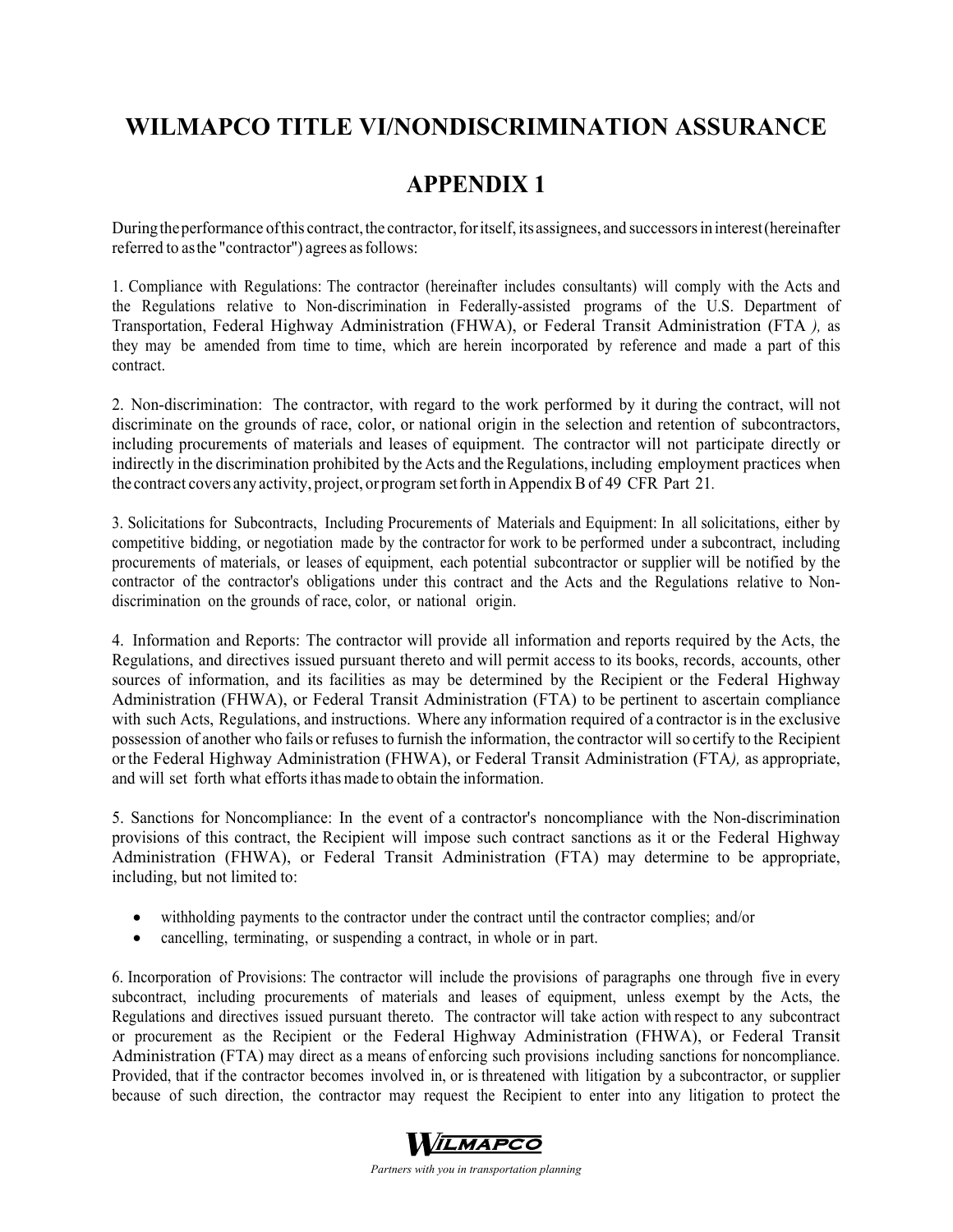# WILMAPCO TITLE VI/NONDISCRIMINATION ASSURANCE

## APPENDIX 1

During the performance of this contract, the contractor, for itself, its assignees, and successors in interest (hereinafter referred to as the "contractor") agrees as follows:

1. Compliance with Regulations: The contractor (hereinafter includes consultants) will comply with the Acts and the Regulations relative to Non-discrimination in Federally-assisted programs of the U.S. Department of Transportation, Federal Highway Administration (FHWA), or Federal Transit Administration (FTA ), as they may be amended from time to time, which are herein incorporated by reference and made a part of this contract.

2. Non-discrimination: The contractor, with regard to the work performed by it during the contract, will not discriminate on the grounds of race, color, or national origin in the selection and retention of subcontractors, including procurements of materials and leases of equipment. The contractor will not participate directly or indirectly in the discrimination prohibited by the Acts and the Regulations, including employment practices when the contract covers any activity, project, or program set forth in Appendix B of 49 CFR Part 21.

3. Solicitations for Subcontracts, Including Procurements of Materials and Equipment: In all solicitations, either by competitive bidding, or negotiation made by the contractor for work to be performed under a subcontract, including procurements of materials, or leases of equipment, each potential subcontractor or supplier will be notified by the contractor of the contractor's obligations under this contract and the Acts and the Regulations relative to Non-discrimination on the grounds of race, color, or national origin.

4. Information and Reports: The contractor will provide all information and reports required by the Acts, the Regulations, and directives issued pursuant thereto and will permit access to its books, records, accounts, other sources of information, and its facilities as may be determined by the Recipient or the Federal Highway Administration (FHWA), or Federal Transit Administration (FTA) to be pertinent to ascertain compliance with such Acts, Regulations, and instructions. Where any information required of a contractor is in the exclusive possession of another who fails or refuses to furnish the information, the contractor will so certify to the Recipient or the Federal Highway Administration (FHWA), or Federal Transit Administration (FTA), as appropriate, and will set forth what efforts it has made to obtain the information.

5. Sanctions for Noncompliance: In the event of a contractor's noncompliance with the Non-discrimination provisions of this contract, the Recipient will impose such contract sanctions as it or the Federal Highway Administration (FHWA), or Federal Transit Administration (FTA) may determine to be appropriate, including, but not limited to:

- withholding payments to the contractor under the contract until the contractor complies; and/or
- cancelling, terminating, or suspending a contract, in whole or in part.

6. Incorporation of Provisions: The contractor will include the provisions of paragraphs one through five in every subcontract, including procurements of materials and leases of equipment, unless exempt by the Acts, the Regulations and directives issued pursuant thereto. The contractor will take action with respect to any subcontract or procurement as the Recipient or the Federal Highway Administration (FHWA), or Federal Transit Administration (FTA) may direct as a means of enforcing such provisions including sanctions for noncompliance. Provided, that if the contractor becomes involved in, or is threatened with litigation by a subcontractor, or supplier because of such direction, the contractor may request the Recipient to enter into any litigation to protect the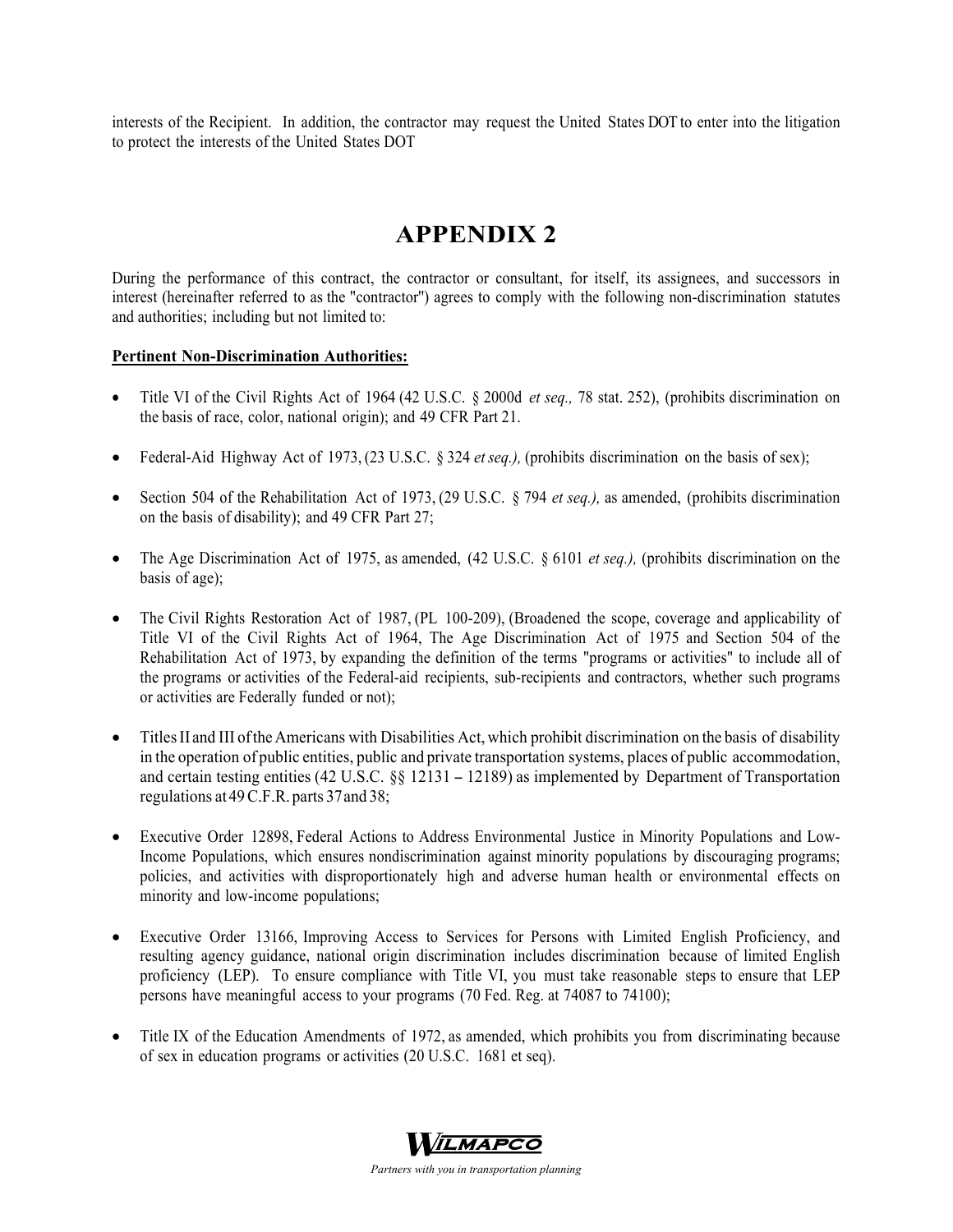interests of the Recipient. In addition, the contractor may request the United States DOT to enter into the litigation to protect the interests of the United States DOT

# APPENDIX 2

During the performance of this contract, the contractor or consultant, for itself, its assignees, and successors in interest (hereinafter referred to as the "contractor") agrees to comply with the following non-discrimination statutes and authorities; including but not limited to:

**Pertinent Non-Discrimination Authorities:**

- Title VI of the Civil Rights Act of 1964 (42 U.S.C. § 2000d *et seq.,* 78 stat. 252), (prohibits discrimination on the basis of race, color, national origin); and 49 CFR Part 21.

- Federal-Aid Highway Act of 1973, (23 U.S.C. § 324 *et seq.),* (prohibits discrimination on the basis of sex);

- Section 504 of the Rehabilitation Act of 1973, (29 U.S.C. § 794 *et seq.),* as amended, (prohibits discrimination on the basis of disability); and 49 CFR Part 27;

- The Age Discrimination Act of 1975, as amended, (42 U.S.C. § 6101 *et seq.),* (prohibits discrimination on the basis of age);

- The Civil Rights Restoration Act of 1987, (PL 100-209), (Broadened the scope, coverage and applicability of Title VI of the Civil Rights Act of 1964, The Age Discrimination Act of 1975 and Section 504 of the Rehabilitation Act of 1973, by expanding the definition of the terms "programs or activities" to include all of the programs or activities of the Federal-aid recipients, sub-recipients and contractors, whether such programs or activities are Federally funded or not);

- Titles II and III of the Americans with Disabilities Act, which prohibit discrimination on the basis of disability in the operation of public entities, public and private transportation systems, places of public accommodation, and certain testing entities (42 U.S.C. §§ 12131 – 12189) as implemented by Department of Transportation regulations at 49 C.F.R. parts 37 and 38;

- Executive Order 12898, Federal Actions to Address Environmental Justice in Minority Populations and Low-Income Populations, which ensures nondiscrimination against minority populations by discouraging programs; policies, and activities with disproportionately high and adverse human health or environmental effects on minority and low-income populations;

- Executive Order 13166, Improving Access to Services for Persons with Limited English Proficiency, and resulting agency guidance, national origin discrimination includes discrimination because of limited English proficiency (LEP). To ensure compliance with Title VI, you must take reasonable steps to ensure that LEP persons have meaningful access to your programs (70 Fed. Reg. at 74087 to 74100);

- Title IX of the Education Amendments of 1972, as amended, which prohibits you from discriminating because of sex in education programs or activities (20 U.S.C. 1681 et seq).